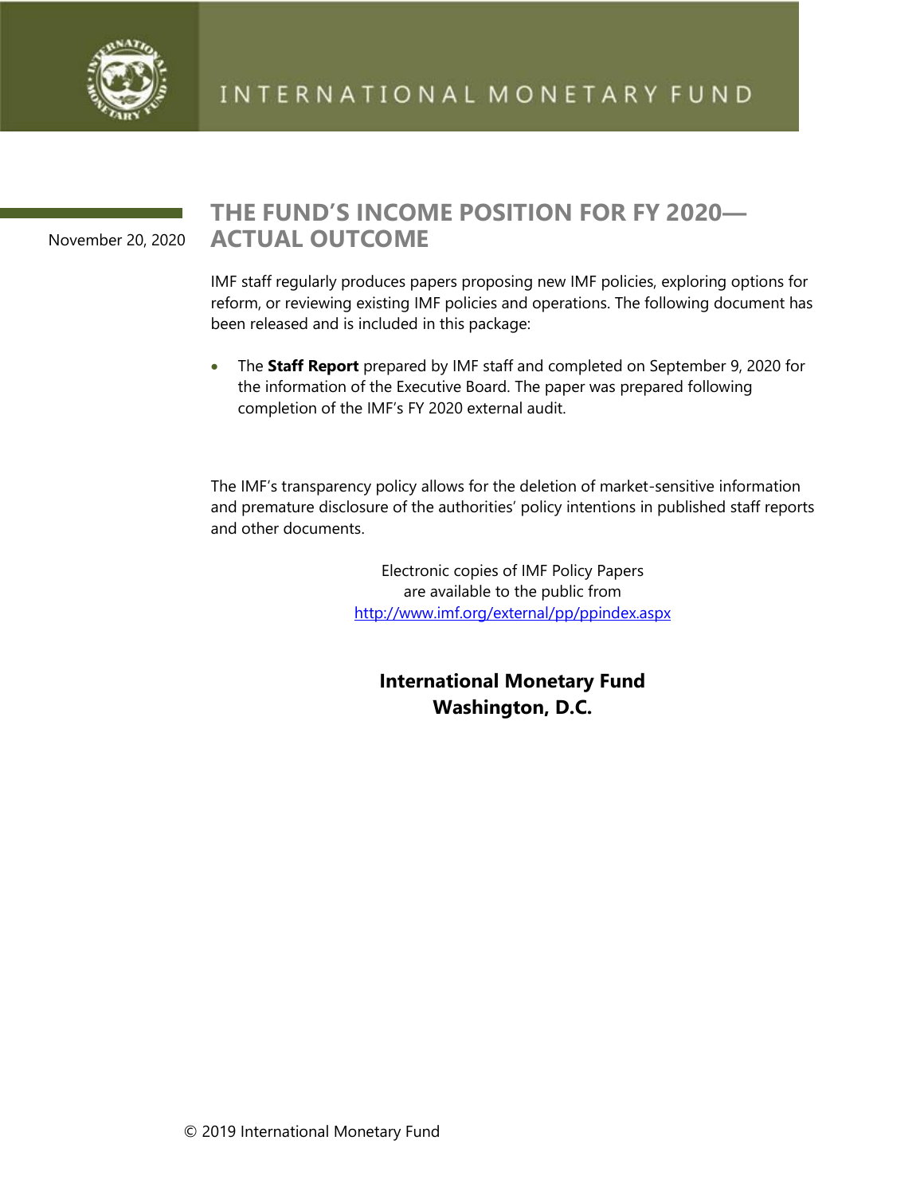INTERNATIONAL MONETARY FUND

November 20, 2020

# THE FUND'S INCOME POSITION FOR FY 2020—ACTUAL OUTCOME

IMF staff regularly produces papers proposing new IMF policies, exploring options for reform, or reviewing existing IMF policies and operations. The following document has been released and is included in this package:

- The **Staff Report** prepared by IMF staff and completed on September 9, 2020 for the information of the Executive Board. The paper was prepared following completion of the IMF's FY 2020 external audit.

The IMF's transparency policy allows for the deletion of market-sensitive information and premature disclosure of the authorities' policy intentions in published staff reports and other documents.

Electronic copies of IMF Policy Papers
are available to the public from
http://www.imf.org/external/pp/ppindex.aspx

**International Monetary Fund**
**Washington, D.C.**

© 2019 International Monetary Fund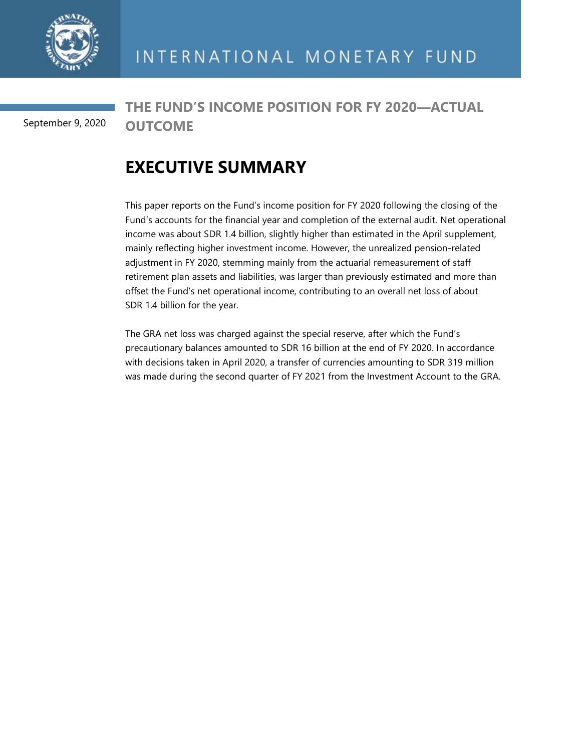September 9, 2020

# THE FUND'S INCOME POSITION FOR FY 2020—ACTUAL OUTCOME

## EXECUTIVE SUMMARY

This paper reports on the Fund's income position for FY 2020 following the closing of the Fund's accounts for the financial year and completion of the external audit. Net operational income was about SDR 1.4 billion, slightly higher than estimated in the April supplement, mainly reflecting higher investment income. However, the unrealized pension-related adjustment in FY 2020, stemming mainly from the actuarial remeasurement of staff retirement plan assets and liabilities, was larger than previously estimated and more than offset the Fund's net operational income, contributing to an overall net loss of about SDR 1.4 billion for the year.

The GRA net loss was charged against the special reserve, after which the Fund's precautionary balances amounted to SDR 16 billion at the end of FY 2020. In accordance with decisions taken in April 2020, a transfer of currencies amounting to SDR 319 million was made during the second quarter of FY 2021 from the Investment Account to the GRA.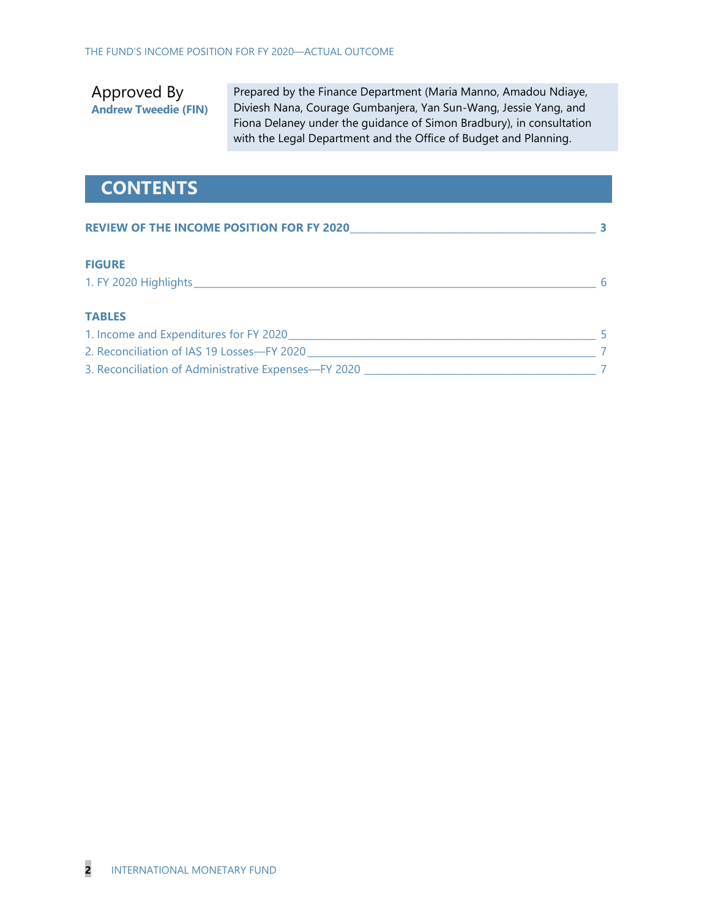Approved By
**Andrew Tweedie (FIN)**

Prepared by the Finance Department (Maria Manno, Amadou Ndiaye, Diviesh Nana, Courage Gumbanjera, Yan Sun-Wang, Jessie Yang, and Fiona Delaney under the guidance of Simon Bradbury), in consultation with the Legal Department and the Office of Budget and Planning.

## CONTENTS

**REVIEW OF THE INCOME POSITION FOR FY 2020** — 3

**FIGURE**

1. FY 2020 Highlights — 6

**TABLES**

1. Income and Expenditures for FY 2020 — 5
2. Reconciliation of IAS 19 Losses—FY 2020 — 7
3. Reconciliation of Administrative Expenses—FY 2020 — 7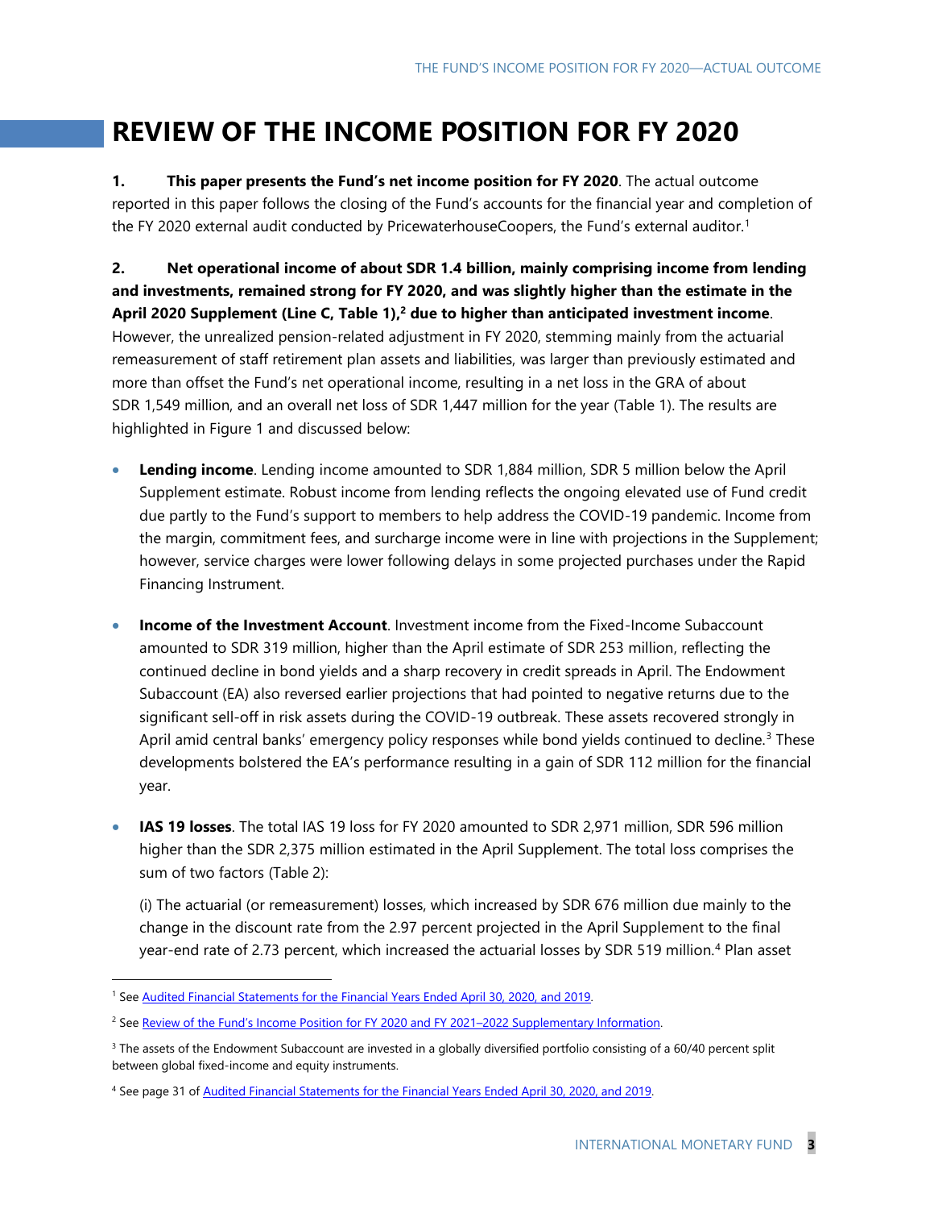# REVIEW OF THE INCOME POSITION FOR FY 2020

**1. This paper presents the Fund's net income position for FY 2020**. The actual outcome reported in this paper follows the closing of the Fund's accounts for the financial year and completion of the FY 2020 external audit conducted by PricewaterhouseCoopers, the Fund's external auditor.[1]

**2. Net operational income of about SDR 1.4 billion, mainly comprising income from lending and investments, remained strong for FY 2020, and was slightly higher than the estimate in the April 2020 Supplement (Line C, Table 1),[2] due to higher than anticipated investment income**. However, the unrealized pension-related adjustment in FY 2020, stemming mainly from the actuarial remeasurement of staff retirement plan assets and liabilities, was larger than previously estimated and more than offset the Fund's net operational income, resulting in a net loss in the GRA of about SDR 1,549 million, and an overall net loss of SDR 1,447 million for the year (Table 1). The results are highlighted in Figure 1 and discussed below:

- **Lending income**. Lending income amounted to SDR 1,884 million, SDR 5 million below the April Supplement estimate. Robust income from lending reflects the ongoing elevated use of Fund credit due partly to the Fund's support to members to help address the COVID-19 pandemic. Income from the margin, commitment fees, and surcharge income were in line with projections in the Supplement; however, service charges were lower following delays in some projected purchases under the Rapid Financing Instrument.

- **Income of the Investment Account**. Investment income from the Fixed-Income Subaccount amounted to SDR 319 million, higher than the April estimate of SDR 253 million, reflecting the continued decline in bond yields and a sharp recovery in credit spreads in April. The Endowment Subaccount (EA) also reversed earlier projections that had pointed to negative returns due to the significant sell-off in risk assets during the COVID-19 outbreak. These assets recovered strongly in April amid central banks' emergency policy responses while bond yields continued to decline.[3] These developments bolstered the EA's performance resulting in a gain of SDR 112 million for the financial year.

- **IAS 19 losses**. The total IAS 19 loss for FY 2020 amounted to SDR 2,971 million, SDR 596 million higher than the SDR 2,375 million estimated in the April Supplement. The total loss comprises the sum of two factors (Table 2):

  (i) The actuarial (or remeasurement) losses, which increased by SDR 676 million due mainly to the change in the discount rate from the 2.97 percent projected in the April Supplement to the final year-end rate of 2.73 percent, which increased the actuarial losses by SDR 519 million.[4] Plan asset

---

[1] See Audited Financial Statements for the Financial Years Ended April 30, 2020, and 2019.

[2] See Review of the Fund's Income Position for FY 2020 and FY 2021–2022 Supplementary Information.

[3] The assets of the Endowment Subaccount are invested in a globally diversified portfolio consisting of a 60/40 percent split between global fixed-income and equity instruments.

[4] See page 31 of Audited Financial Statements for the Financial Years Ended April 30, 2020, and 2019.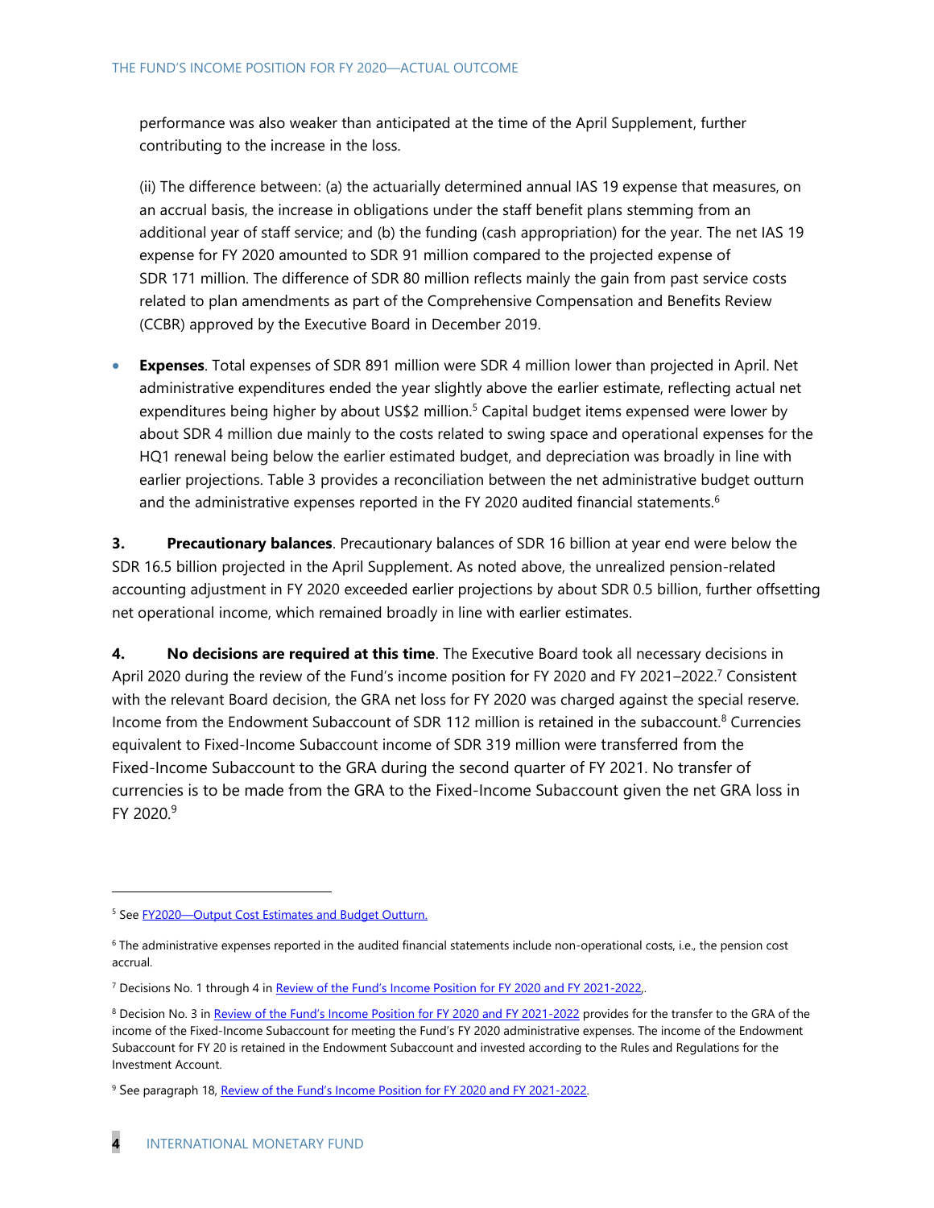performance was also weaker than anticipated at the time of the April Supplement, further contributing to the increase in the loss.

(ii) The difference between: (a) the actuarially determined annual IAS 19 expense that measures, on an accrual basis, the increase in obligations under the staff benefit plans stemming from an additional year of staff service; and (b) the funding (cash appropriation) for the year. The net IAS 19 expense for FY 2020 amounted to SDR 91 million compared to the projected expense of SDR 171 million. The difference of SDR 80 million reflects mainly the gain from past service costs related to plan amendments as part of the Comprehensive Compensation and Benefits Review (CCBR) approved by the Executive Board in December 2019.

- **Expenses**. Total expenses of SDR 891 million were SDR 4 million lower than projected in April. Net administrative expenditures ended the year slightly above the earlier estimate, reflecting actual net expenditures being higher by about US$2 million.[5] Capital budget items expensed were lower by about SDR 4 million due mainly to the costs related to swing space and operational expenses for the HQ1 renewal being below the earlier estimated budget, and depreciation was broadly in line with earlier projections. Table 3 provides a reconciliation between the net administrative budget outturn and the administrative expenses reported in the FY 2020 audited financial statements.[6]

**3. Precautionary balances**. Precautionary balances of SDR 16 billion at year end were below the SDR 16.5 billion projected in the April Supplement. As noted above, the unrealized pension-related accounting adjustment in FY 2020 exceeded earlier projections by about SDR 0.5 billion, further offsetting net operational income, which remained broadly in line with earlier estimates.

**4. No decisions are required at this time**. The Executive Board took all necessary decisions in April 2020 during the review of the Fund's income position for FY 2020 and FY 2021–2022.[7] Consistent with the relevant Board decision, the GRA net loss for FY 2020 was charged against the special reserve. Income from the Endowment Subaccount of SDR 112 million is retained in the subaccount.[8] Currencies equivalent to Fixed-Income Subaccount income of SDR 319 million were transferred from the Fixed-Income Subaccount to the GRA during the second quarter of FY 2021. No transfer of currencies is to be made from the GRA to the Fixed-Income Subaccount given the net GRA loss in FY 2020.[9]

---

[5] See FY2020—Output Cost Estimates and Budget Outturn.

[6] The administrative expenses reported in the audited financial statements include non-operational costs, i.e., the pension cost accrual.

[7] Decisions No. 1 through 4 in Review of the Fund's Income Position for FY 2020 and FY 2021-2022,.

[8] Decision No. 3 in Review of the Fund's Income Position for FY 2020 and FY 2021-2022 provides for the transfer to the GRA of the income of the Fixed-Income Subaccount for meeting the Fund's FY 2020 administrative expenses. The income of the Endowment Subaccount for FY 20 is retained in the Endowment Subaccount and invested according to the Rules and Regulations for the Investment Account.

[9] See paragraph 18, Review of the Fund's Income Position for FY 2020 and FY 2021-2022.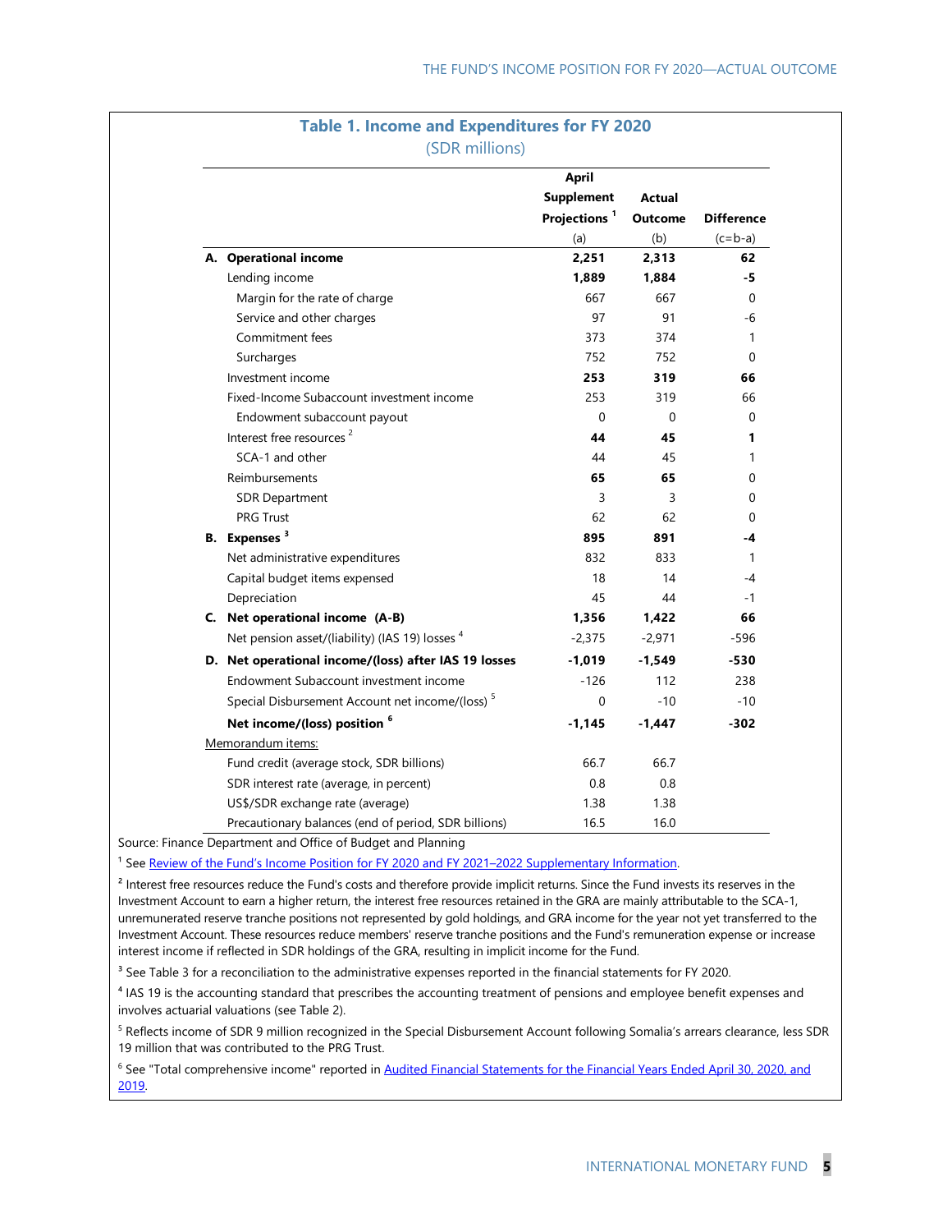## Table 1. Income and Expenditures for FY 2020

(SDR millions)

| | April Supplement Projections [1] (a) | Actual Outcome (b) | Difference (c=b-a) |
|---|---|---|---|
| **A. Operational income** | **2,251** | **2,313** | **62** |
| Lending income | **1,889** | **1,884** | **-5** |
| Margin for the rate of charge | 667 | 667 | 0 |
| Service and other charges | 97 | 91 | -6 |
| Commitment fees | 373 | 374 | 1 |
| Surcharges | 752 | 752 | 0 |
| Investment income | **253** | **319** | **66** |
| Fixed-Income Subaccount investment income | 253 | 319 | 66 |
| Endowment subaccount payout | 0 | 0 | 0 |
| Interest free resources [2] | **44** | **45** | **1** |
| SCA-1 and other | 44 | 45 | 1 |
| Reimbursements | **65** | **65** | 0 |
| SDR Department | 3 | 3 | 0 |
| PRG Trust | 62 | 62 | 0 |
| **B. Expenses [3]** | **895** | **891** | **-4** |
| Net administrative expenditures | 832 | 833 | 1 |
| Capital budget items expensed | 18 | 14 | -4 |
| Depreciation | 45 | 44 | -1 |
| **C. Net operational income (A-B)** | **1,356** | **1,422** | **66** |
| Net pension asset/(liability) (IAS 19) losses [4] | -2,375 | -2,971 | -596 |
| **D. Net operational income/(loss) after IAS 19 losses** | **-1,019** | **-1,549** | **-530** |
| Endowment Subaccount investment income | -126 | 112 | 238 |
| Special Disbursement Account net income/(loss) [5] | 0 | -10 | -10 |
| **Net income/(loss) position [6]** | **-1,145** | **-1,447** | **-302** |
| Memorandum items: | | | |
| Fund credit (average stock, SDR billions) | 66.7 | 66.7 | |
| SDR interest rate (average, in percent) | 0.8 | 0.8 | |
| US$/SDR exchange rate (average) | 1.38 | 1.38 | |
| Precautionary balances (end of period, SDR billions) | 16.5 | 16.0 | |

Source: Finance Department and Office of Budget and Planning

[1] See Review of the Fund's Income Position for FY 2020 and FY 2021–2022 Supplementary Information.

[2] Interest free resources reduce the Fund's costs and therefore provide implicit returns. Since the Fund invests its reserves in the Investment Account to earn a higher return, the interest free resources retained in the GRA are mainly attributable to the SCA-1, unremunerated reserve tranche positions not represented by gold holdings, and GRA income for the year not yet transferred to the Investment Account. These resources reduce members' reserve tranche positions and the Fund's remuneration expense or increase interest income if reflected in SDR holdings of the GRA, resulting in implicit income for the Fund.

[3] See Table 3 for a reconciliation to the administrative expenses reported in the financial statements for FY 2020.

[4] IAS 19 is the accounting standard that prescribes the accounting treatment of pensions and employee benefit expenses and involves actuarial valuations (see Table 2).

[5] Reflects income of SDR 9 million recognized in the Special Disbursement Account following Somalia's arrears clearance, less SDR 19 million that was contributed to the PRG Trust.

[6] See "Total comprehensive income" reported in Audited Financial Statements for the Financial Years Ended April 30, 2020, and 2019.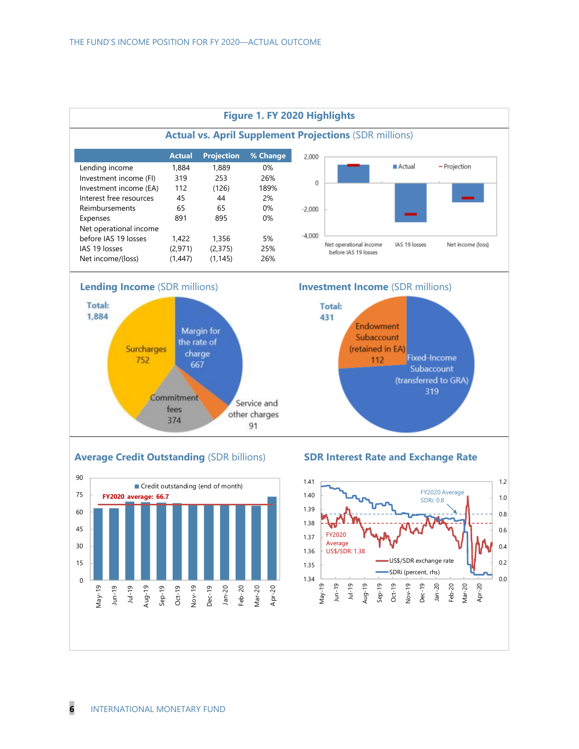# Figure 1. FY 2020 Highlights

## Actual vs. April Supplement Projections (SDR millions)

|  | Actual | Projection | % Change |
|---|---|---|---|
| Lending income | 1,884 | 1,889 | 0% |
| Investment income (FI) | 319 | 253 | 26% |
| Investment income (EA) | 112 | (126) | 189% |
| Interest free resources | 45 | 44 | 2% |
| Reimbursements | 65 | 65 | 0% |
| Expenses | 891 | 895 | 0% |
| Net operational income before IAS 19 losses | 1,422 | 1,356 | 5% |
| IAS 19 losses | (2,971) | (2,375) | 25% |
| Net income/(loss) | (1,447) | (1,145) | 26% |

## Lending Income (SDR millions)

Total: 1,884

- Margin for the rate of charge: 667
- Service and other charges: 91
- Commitment fees: 374
- Surcharges: 752

## Investment Income (SDR millions)

Total: 431

- Endowment Subaccount (retained in EA): 112
- Fixed-Income Subaccount (transferred to GRA): 319

## Average Credit Outstanding (SDR billions)

FY2020 average: 66.7

## SDR Interest Rate and Exchange Rate

FY2020 Average SDRi: 0.8

FY2020 Average US$/SDR: 1.38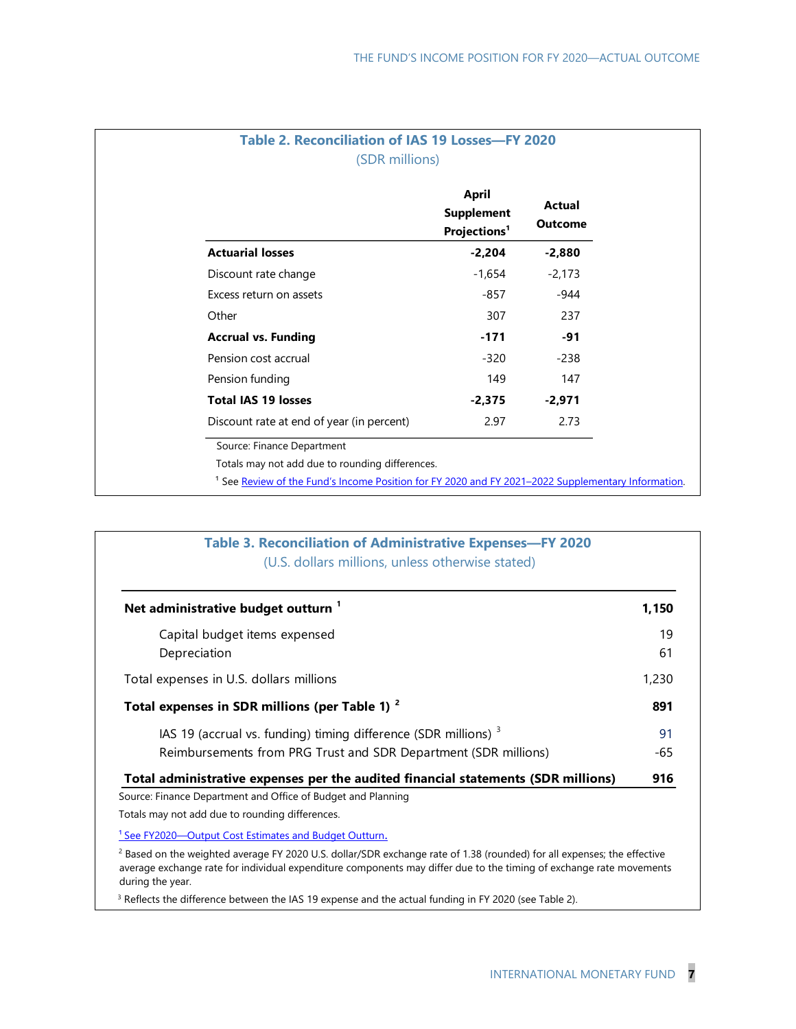## Table 2. Reconciliation of IAS 19 Losses—FY 2020

(SDR millions)

| | April Supplement Projections[1] | Actual Outcome |
|---|---|---|
| **Actuarial losses** | **-2,204** | **-2,880** |
| Discount rate change | -1,654 | -2,173 |
| Excess return on assets | -857 | -944 |
| Other | 307 | 237 |
| **Accrual vs. Funding** | **-171** | **-91** |
| Pension cost accrual | -320 | -238 |
| Pension funding | 149 | 147 |
| **Total IAS 19 losses** | **-2,375** | **-2,971** |
| Discount rate at end of year (in percent) | 2.97 | 2.73 |

Source: Finance Department

Totals may not add due to rounding differences.

[1] See Review of the Fund's Income Position for FY 2020 and FY 2021–2022 Supplementary Information.

## Table 3. Reconciliation of Administrative Expenses—FY 2020

(U.S. dollars millions, unless otherwise stated)

| | |
|---|---|
| **Net administrative budget outturn** [1] | **1,150** |
| Capital budget items expensed | 19 |
| Depreciation | 61 |
| Total expenses in U.S. dollars millions | 1,230 |
| **Total expenses in SDR millions (per Table 1)** [2] | **891** |
| IAS 19 (accrual vs. funding) timing difference (SDR millions) [3] | 91 |
| Reimbursements from PRG Trust and SDR Department (SDR millions) | -65 |
| **Total administrative expenses per the audited financial statements (SDR millions)** | **916** |

Source: Finance Department and Office of Budget and Planning

Totals may not add due to rounding differences.

[1] See FY2020—Output Cost Estimates and Budget Outturn.

[2] Based on the weighted average FY 2020 U.S. dollar/SDR exchange rate of 1.38 (rounded) for all expenses; the effective average exchange rate for individual expenditure components may differ due to the timing of exchange rate movements during the year.

[3] Reflects the difference between the IAS 19 expense and the actual funding in FY 2020 (see Table 2).